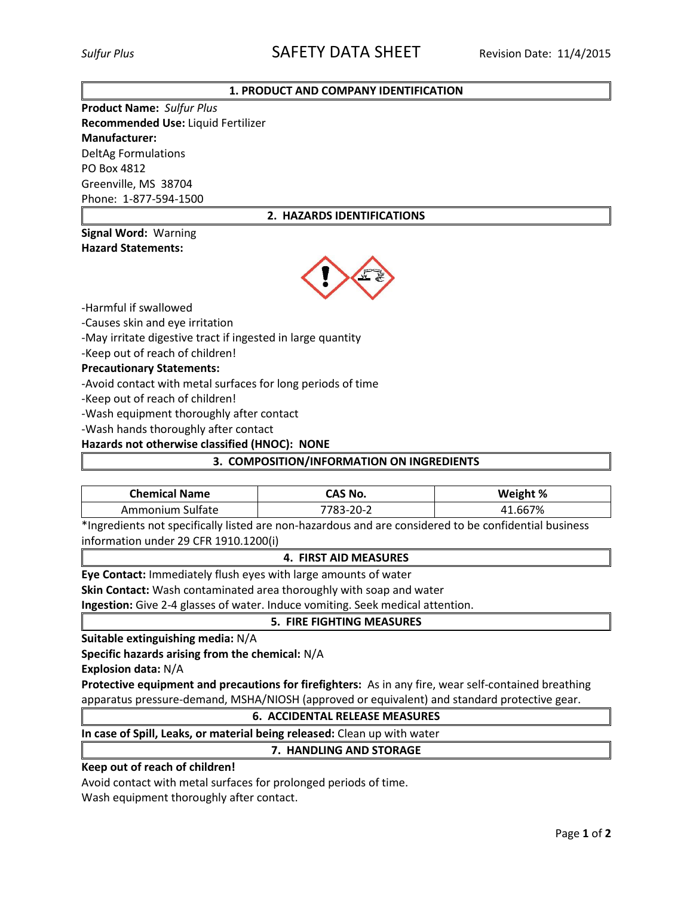*Sulfur Plus* | SAFETY DATA SHEET | Revision Date: 11/4/2015

## 1. PRODUCT AND COMPANY IDENTIFICATION

**Product Name:** *Sulfur Plus*
**Recommended Use:** Liquid Fertilizer
**Manufacturer:**
DeltAg Formulations
PO Box 4812
Greenville, MS 38704
Phone: 1-877-594-1500

## 2. HAZARDS IDENTIFICATIONS

**Signal Word:** Warning
**Hazard Statements:**

-Harmful if swallowed
-Causes skin and eye irritation
-May irritate digestive tract if ingested in large quantity
-Keep out of reach of children!

**Precautionary Statements:**

-Avoid contact with metal surfaces for long periods of time
-Keep out of reach of children!
-Wash equipment thoroughly after contact
-Wash hands thoroughly after contact

**Hazards not otherwise classified (HNOC): NONE**

## 3. COMPOSITION/INFORMATION ON INGREDIENTS

| Chemical Name | CAS No. | Weight % |
|---|---|---|
| Ammonium Sulfate | 7783-20-2 | 41.667% |

*Ingredients not specifically listed are non-hazardous and are considered to be confidential business information under 29 CFR 1910.1200(i)

## 4. FIRST AID MEASURES

**Eye Contact:** Immediately flush eyes with large amounts of water
**Skin Contact:** Wash contaminated area thoroughly with soap and water
**Ingestion:** Give 2-4 glasses of water. Induce vomiting. Seek medical attention.

## 5. FIRE FIGHTING MEASURES

**Suitable extinguishing media:** N/A
**Specific hazards arising from the chemical:** N/A
**Explosion data:** N/A
**Protective equipment and precautions for firefighters:** As in any fire, wear self-contained breathing apparatus pressure-demand, MSHA/NIOSH (approved or equivalent) and standard protective gear.

## 6. ACCIDENTAL RELEASE MEASURES

**In case of Spill, Leaks, or material being released:** Clean up with water

## 7. HANDLING AND STORAGE

**Keep out of reach of children!**
Avoid contact with metal surfaces for prolonged periods of time.
Wash equipment thoroughly after contact.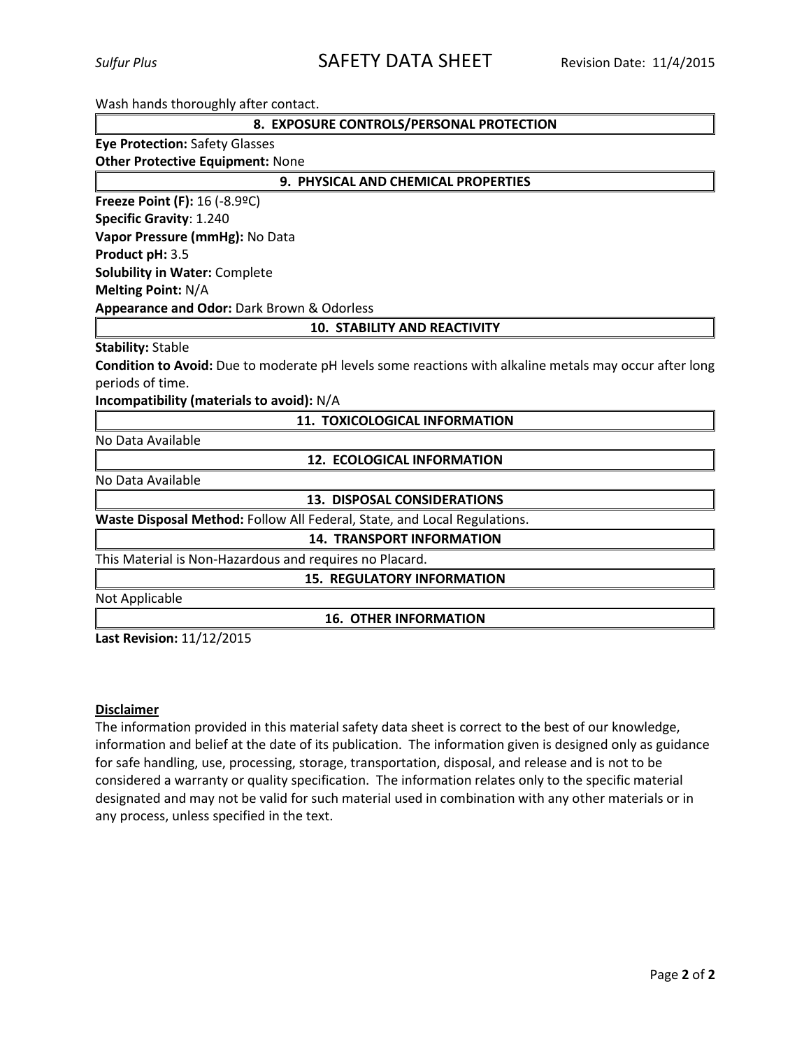Wash hands thoroughly after contact.

## 8. EXPOSURE CONTROLS/PERSONAL PROTECTION

**Eye Protection:** Safety Glasses

**Other Protective Equipment:** None

## 9. PHYSICAL AND CHEMICAL PROPERTIES

**Freeze Point (F):** 16 (-8.9ºC)

**Specific Gravity**: 1.240

**Vapor Pressure (mmHg):** No Data

**Product pH:** 3.5

**Solubility in Water:** Complete

**Melting Point:** N/A

**Appearance and Odor:** Dark Brown & Odorless

## 10. STABILITY AND REACTIVITY

**Stability:** Stable

**Condition to Avoid:** Due to moderate pH levels some reactions with alkaline metals may occur after long periods of time.

**Incompatibility (materials to avoid):** N/A

## 11. TOXICOLOGICAL INFORMATION

No Data Available

## 12. ECOLOGICAL INFORMATION

No Data Available

## 13. DISPOSAL CONSIDERATIONS

**Waste Disposal Method:** Follow All Federal, State, and Local Regulations.

## 14. TRANSPORT INFORMATION

This Material is Non-Hazardous and requires no Placard.

## 15. REGULATORY INFORMATION

Not Applicable

## 16. OTHER INFORMATION

**Last Revision:** 11/12/2015

### Disclaimer

The information provided in this material safety data sheet is correct to the best of our knowledge, information and belief at the date of its publication. The information given is designed only as guidance for safe handling, use, processing, storage, transportation, disposal, and release and is not to be considered a warranty or quality specification. The information relates only to the specific material designated and may not be valid for such material used in combination with any other materials or in any process, unless specified in the text.